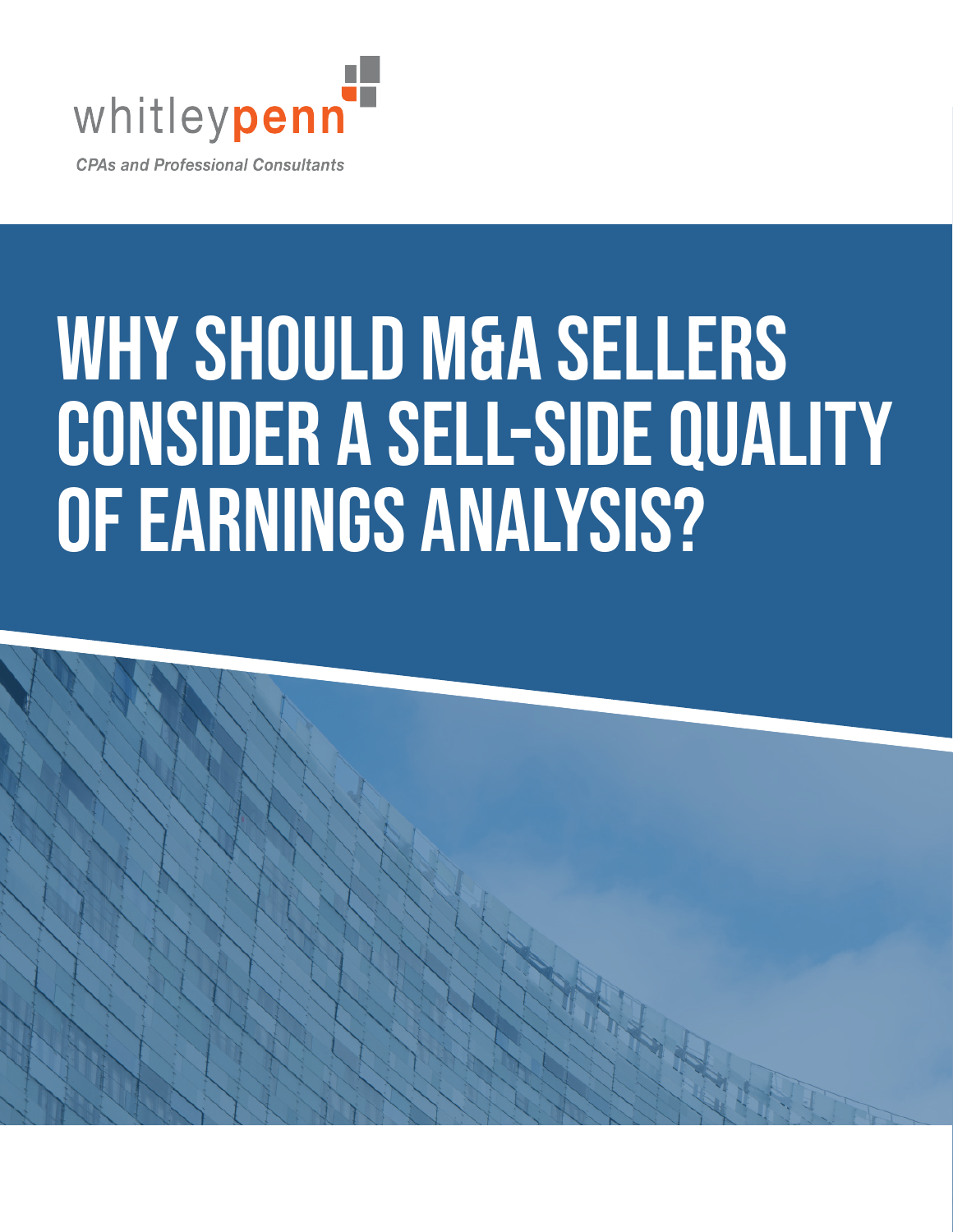whitleypenn

*CPAs and Professional Consultants*

# WHY SHOULD M&A SELLERS CONSIDER A SELL-SIDE QUALITY OF EARNINGS ANALYSIS?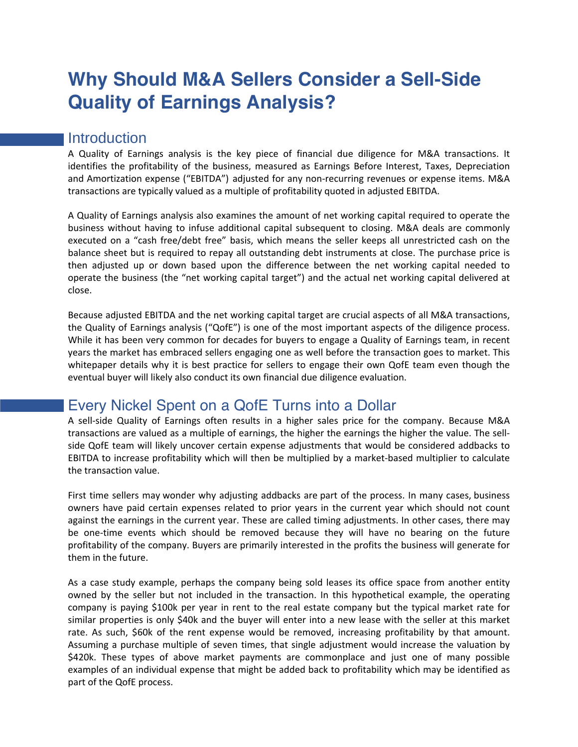# Why Should M&A Sellers Consider a Sell-Side Quality of Earnings Analysis?

## Introduction

A Quality of Earnings analysis is the key piece of financial due diligence for M&A transactions. It identifies the profitability of the business, measured as Earnings Before Interest, Taxes, Depreciation and Amortization expense ("EBITDA") adjusted for any non-recurring revenues or expense items. M&A transactions are typically valued as a multiple of profitability quoted in adjusted EBITDA.

A Quality of Earnings analysis also examines the amount of net working capital required to operate the business without having to infuse additional capital subsequent to closing. M&A deals are commonly executed on a "cash free/debt free" basis, which means the seller keeps all unrestricted cash on the balance sheet but is required to repay all outstanding debt instruments at close. The purchase price is then adjusted up or down based upon the difference between the net working capital needed to operate the business (the "net working capital target") and the actual net working capital delivered at close.

Because adjusted EBITDA and the net working capital target are crucial aspects of all M&A transactions, the Quality of Earnings analysis ("QofE") is one of the most important aspects of the diligence process. While it has been very common for decades for buyers to engage a Quality of Earnings team, in recent years the market has embraced sellers engaging one as well before the transaction goes to market. This whitepaper details why it is best practice for sellers to engage their own QofE team even though the eventual buyer will likely also conduct its own financial due diligence evaluation.

## Every Nickel Spent on a QofE Turns into a Dollar

A sell-side Quality of Earnings often results in a higher sales price for the company. Because M&A transactions are valued as a multiple of earnings, the higher the earnings the higher the value. The sell-side QofE team will likely uncover certain expense adjustments that would be considered addbacks to EBITDA to increase profitability which will then be multiplied by a market-based multiplier to calculate the transaction value.

First time sellers may wonder why adjusting addbacks are part of the process. In many cases, business owners have paid certain expenses related to prior years in the current year which should not count against the earnings in the current year. These are called timing adjustments. In other cases, there may be one-time events which should be removed because they will have no bearing on the future profitability of the company. Buyers are primarily interested in the profits the business will generate for them in the future.

As a case study example, perhaps the company being sold leases its office space from another entity owned by the seller but not included in the transaction. In this hypothetical example, the operating company is paying $100k per year in rent to the real estate company but the typical market rate for similar properties is only $40k and the buyer will enter into a new lease with the seller at this market rate. As such, $60k of the rent expense would be removed, increasing profitability by that amount. Assuming a purchase multiple of seven times, that single adjustment would increase the valuation by $420k. These types of above market payments are commonplace and just one of many possible examples of an individual expense that might be added back to profitability which may be identified as part of the QofE process.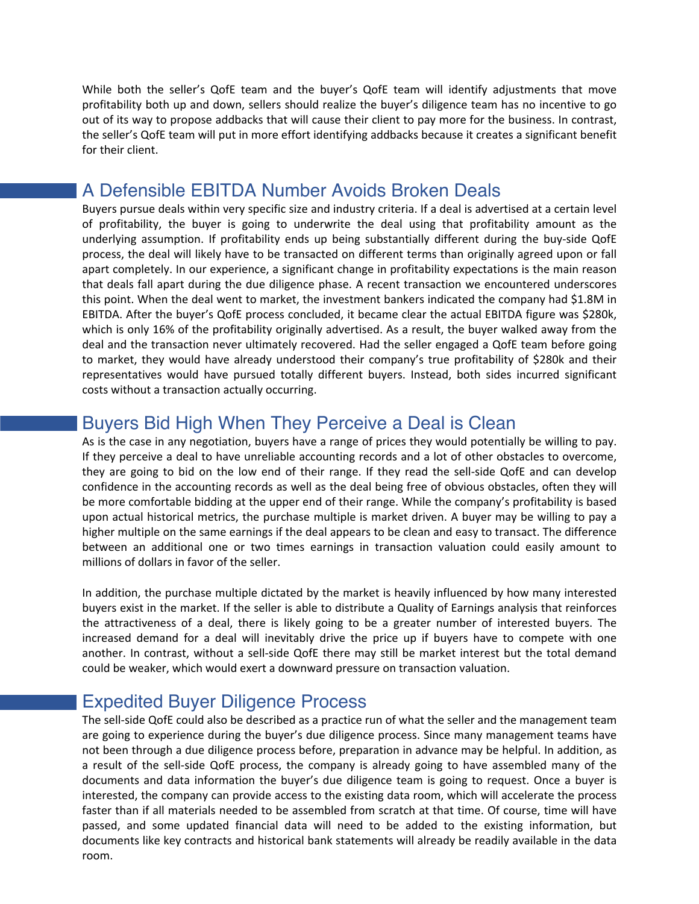While both the seller's QofE team and the buyer's QofE team will identify adjustments that move profitability both up and down, sellers should realize the buyer's diligence team has no incentive to go out of its way to propose addbacks that will cause their client to pay more for the business. In contrast, the seller's QofE team will put in more effort identifying addbacks because it creates a significant benefit for their client.

## A Defensible EBITDA Number Avoids Broken Deals

Buyers pursue deals within very specific size and industry criteria. If a deal is advertised at a certain level of profitability, the buyer is going to underwrite the deal using that profitability amount as the underlying assumption. If profitability ends up being substantially different during the buy-side QofE process, the deal will likely have to be transacted on different terms than originally agreed upon or fall apart completely. In our experience, a significant change in profitability expectations is the main reason that deals fall apart during the due diligence phase. A recent transaction we encountered underscores this point. When the deal went to market, the investment bankers indicated the company had $1.8M in EBITDA. After the buyer's QofE process concluded, it became clear the actual EBITDA figure was $280k, which is only 16% of the profitability originally advertised. As a result, the buyer walked away from the deal and the transaction never ultimately recovered. Had the seller engaged a QofE team before going to market, they would have already understood their company's true profitability of $280k and their representatives would have pursued totally different buyers. Instead, both sides incurred significant costs without a transaction actually occurring.

## Buyers Bid High When They Perceive a Deal is Clean

As is the case in any negotiation, buyers have a range of prices they would potentially be willing to pay. If they perceive a deal to have unreliable accounting records and a lot of other obstacles to overcome, they are going to bid on the low end of their range. If they read the sell-side QofE and can develop confidence in the accounting records as well as the deal being free of obvious obstacles, often they will be more comfortable bidding at the upper end of their range. While the company's profitability is based upon actual historical metrics, the purchase multiple is market driven. A buyer may be willing to pay a higher multiple on the same earnings if the deal appears to be clean and easy to transact. The difference between an additional one or two times earnings in transaction valuation could easily amount to millions of dollars in favor of the seller.

In addition, the purchase multiple dictated by the market is heavily influenced by how many interested buyers exist in the market. If the seller is able to distribute a Quality of Earnings analysis that reinforces the attractiveness of a deal, there is likely going to be a greater number of interested buyers. The increased demand for a deal will inevitably drive the price up if buyers have to compete with one another. In contrast, without a sell-side QofE there may still be market interest but the total demand could be weaker, which would exert a downward pressure on transaction valuation.

## Expedited Buyer Diligence Process

The sell-side QofE could also be described as a practice run of what the seller and the management team are going to experience during the buyer's due diligence process. Since many management teams have not been through a due diligence process before, preparation in advance may be helpful. In addition, as a result of the sell-side QofE process, the company is already going to have assembled many of the documents and data information the buyer's due diligence team is going to request. Once a buyer is interested, the company can provide access to the existing data room, which will accelerate the process faster than if all materials needed to be assembled from scratch at that time. Of course, time will have passed, and some updated financial data will need to be added to the existing information, but documents like key contracts and historical bank statements will already be readily available in the data room.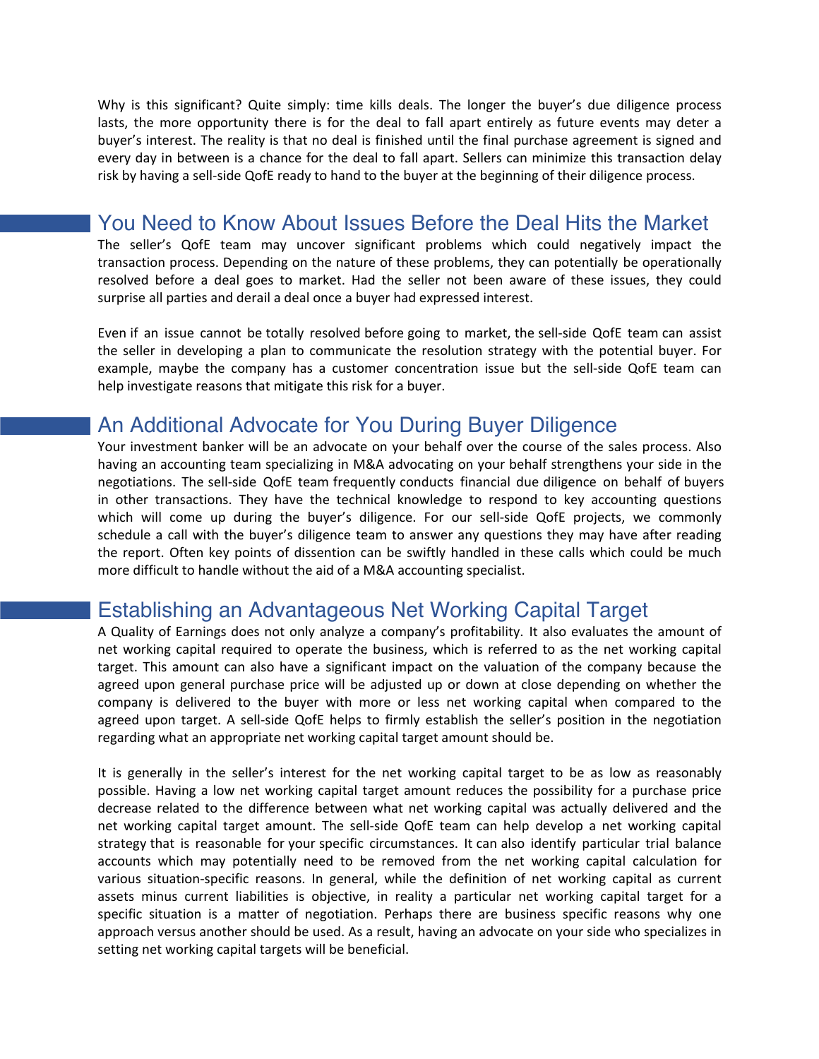Why is this significant? Quite simply: time kills deals. The longer the buyer's due diligence process lasts, the more opportunity there is for the deal to fall apart entirely as future events may deter a buyer's interest. The reality is that no deal is finished until the final purchase agreement is signed and every day in between is a chance for the deal to fall apart. Sellers can minimize this transaction delay risk by having a sell-side QofE ready to hand to the buyer at the beginning of their diligence process.

## You Need to Know About Issues Before the Deal Hits the Market

The seller's QofE team may uncover significant problems which could negatively impact the transaction process. Depending on the nature of these problems, they can potentially be operationally resolved before a deal goes to market. Had the seller not been aware of these issues, they could surprise all parties and derail a deal once a buyer had expressed interest.

Even if an issue cannot be totally resolved before going to market, the sell-side QofE team can assist the seller in developing a plan to communicate the resolution strategy with the potential buyer. For example, maybe the company has a customer concentration issue but the sell-side QofE team can help investigate reasons that mitigate this risk for a buyer.

## An Additional Advocate for You During Buyer Diligence

Your investment banker will be an advocate on your behalf over the course of the sales process. Also having an accounting team specializing in M&A advocating on your behalf strengthens your side in the negotiations. The sell-side QofE team frequently conducts financial due diligence on behalf of buyers in other transactions. They have the technical knowledge to respond to key accounting questions which will come up during the buyer's diligence. For our sell-side QofE projects, we commonly schedule a call with the buyer's diligence team to answer any questions they may have after reading the report. Often key points of dissention can be swiftly handled in these calls which could be much more difficult to handle without the aid of a M&A accounting specialist.

## Establishing an Advantageous Net Working Capital Target

A Quality of Earnings does not only analyze a company's profitability. It also evaluates the amount of net working capital required to operate the business, which is referred to as the net working capital target. This amount can also have a significant impact on the valuation of the company because the agreed upon general purchase price will be adjusted up or down at close depending on whether the company is delivered to the buyer with more or less net working capital when compared to the agreed upon target. A sell-side QofE helps to firmly establish the seller's position in the negotiation regarding what an appropriate net working capital target amount should be.

It is generally in the seller's interest for the net working capital target to be as low as reasonably possible. Having a low net working capital target amount reduces the possibility for a purchase price decrease related to the difference between what net working capital was actually delivered and the net working capital target amount. The sell-side QofE team can help develop a net working capital strategy that is reasonable for your specific circumstances. It can also identify particular trial balance accounts which may potentially need to be removed from the net working capital calculation for various situation-specific reasons. In general, while the definition of net working capital as current assets minus current liabilities is objective, in reality a particular net working capital target for a specific situation is a matter of negotiation. Perhaps there are business specific reasons why one approach versus another should be used. As a result, having an advocate on your side who specializes in setting net working capital targets will be beneficial.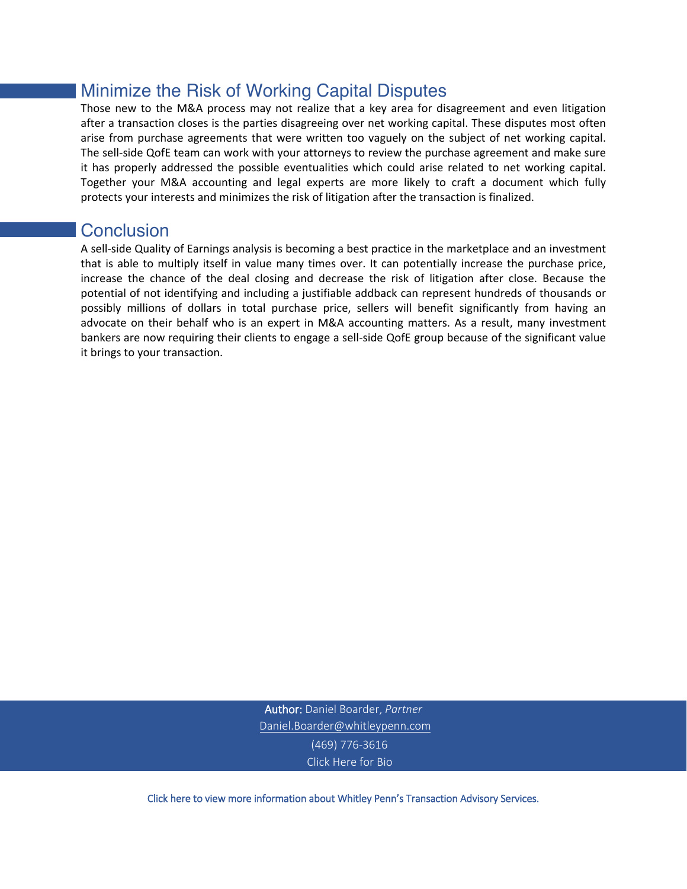## Minimize the Risk of Working Capital Disputes

Those new to the M&A process may not realize that a key area for disagreement and even litigation after a transaction closes is the parties disagreeing over net working capital. These disputes most often arise from purchase agreements that were written too vaguely on the subject of net working capital. The sell-side QofE team can work with your attorneys to review the purchase agreement and make sure it has properly addressed the possible eventualities which could arise related to net working capital. Together your M&A accounting and legal experts are more likely to craft a document which fully protects your interests and minimizes the risk of litigation after the transaction is finalized.

## Conclusion

A sell-side Quality of Earnings analysis is becoming a best practice in the marketplace and an investment that is able to multiply itself in value many times over. It can potentially increase the purchase price, increase the chance of the deal closing and decrease the risk of litigation after close. Because the potential of not identifying and including a justifiable addback can represent hundreds of thousands or possibly millions of dollars in total purchase price, sellers will benefit significantly from having an advocate on their behalf who is an expert in M&A accounting matters. As a result, many investment bankers are now requiring their clients to engage a sell-side QofE group because of the significant value it brings to your transaction.

**Author:** Daniel Boarder, *Partner*
Daniel.Boarder@whitleypenn.com
(469) 776-3616
Click Here for Bio

Click here to view more information about Whitley Penn's Transaction Advisory Services.